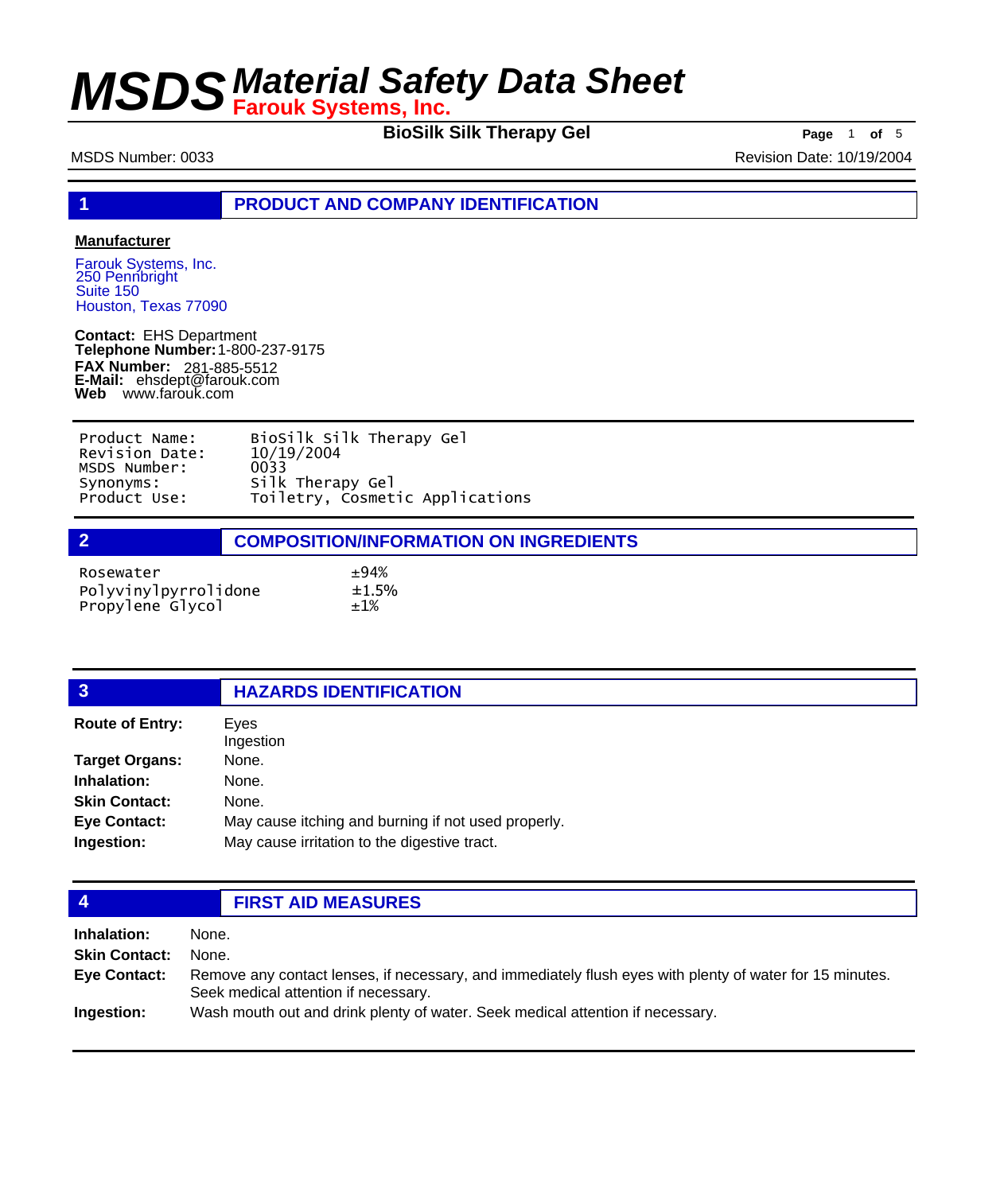# MSDS Material Safety Data Sheet

**Farouk Systems, Inc.**

**BioSilk Silk Therapy Gel**

MSDS Number: 0033

Revision Date: 10/19/2004

## 1 PRODUCT AND COMPANY IDENTIFICATION

**Manufacturer**

Farouk Systems, Inc.
250 Pennbright
Suite 150
Houston, Texas 77090

**Contact:** EHS Department
**Telephone Number:** 1-800-237-9175
**FAX Number:** 281-885-5512
**E-Mail:** ehsdept@farouk.com
**Web** www.farouk.com

| | |
|---|---|
| Product Name: | BioSilk Silk Therapy Gel |
| Revision Date: | 10/19/2004 |
| MSDS Number: | 0033 |
| Synonyms: | Silk Therapy Gel |
| Product Use: | Toiletry, Cosmetic Applications |

## 2 COMPOSITION/INFORMATION ON INGREDIENTS

| | |
|---|---|
| Rosewater | ±94% |
| Polyvinylpyrrolidone | ±1.5% |
| Propylene Glycol | ±1% |

## 3 HAZARDS IDENTIFICATION

**Route of Entry:** Eyes
Ingestion

**Target Organs:** None.

**Inhalation:** None.

**Skin Contact:** None.

**Eye Contact:** May cause itching and burning if not used properly.

**Ingestion:** May cause irritation to the digestive tract.

## 4 FIRST AID MEASURES

**Inhalation:** None.

**Skin Contact:** None.

**Eye Contact:** Remove any contact lenses, if necessary, and immediately flush eyes with plenty of water for 15 minutes. Seek medical attention if necessary.

**Ingestion:** Wash mouth out and drink plenty of water. Seek medical attention if necessary.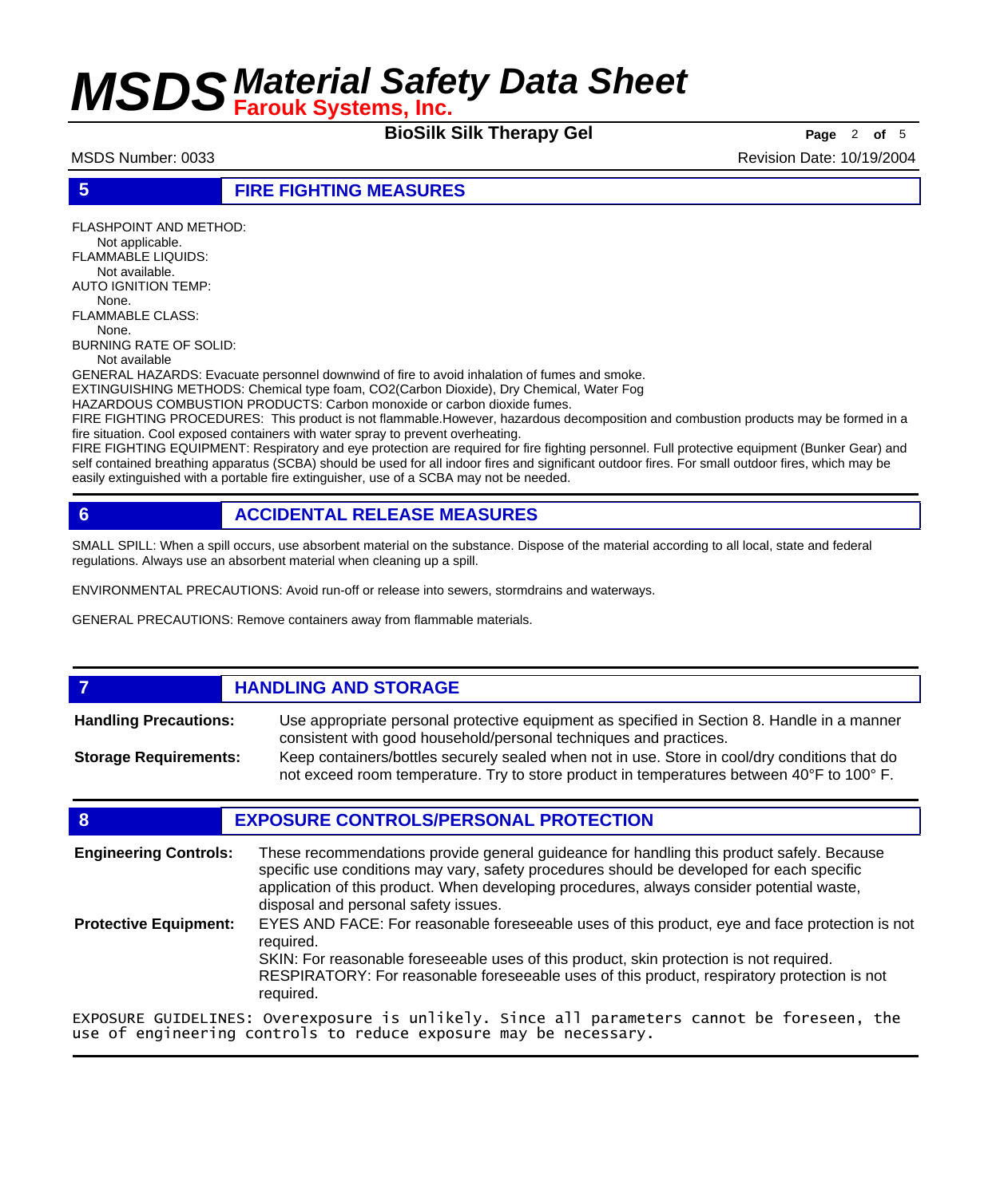## 5 FIRE FIGHTING MEASURES

FLASHPOINT AND METHOD:
Not applicable.
FLAMMABLE LIQUIDS:
Not available.
AUTO IGNITION TEMP:
None.
FLAMMABLE CLASS:
None.
BURNING RATE OF SOLID:
Not available

GENERAL HAZARDS: Evacuate personnel downwind of fire to avoid inhalation of fumes and smoke.
EXTINGUISHING METHODS: Chemical type foam, $CO_2$(Carbon Dioxide), Dry Chemical, Water Fog
HAZARDOUS COMBUSTION PRODUCTS: Carbon monoxide or carbon dioxide fumes.
FIRE FIGHTING PROCEDURES: This product is not flammable.However, hazardous decomposition and combustion products may be formed in a fire situation. Cool exposed containers with water spray to prevent overheating.
FIRE FIGHTING EQUIPMENT: Respiratory and eye protection are required for fire fighting personnel. Full protective equipment (Bunker Gear) and self contained breathing apparatus (SCBA) should be used for all indoor fires and significant outdoor fires. For small outdoor fires, which may be easily extinguished with a portable fire extinguisher, use of a SCBA may not be needed.

## 6 ACCIDENTAL RELEASE MEASURES

SMALL SPILL: When a spill occurs, use absorbent material on the substance. Dispose of the material according to all local, state and federal regulations. Always use an absorbent material when cleaning up a spill.

ENVIRONMENTAL PRECAUTIONS: Avoid run-off or release into sewers, stormdrains and waterways.

GENERAL PRECAUTIONS: Remove containers away from flammable materials.

## 7 HANDLING AND STORAGE

**Handling Precautions:** Use appropriate personal protective equipment as specified in Section 8. Handle in a manner consistent with good household/personal techniques and practices.

**Storage Requirements:** Keep containers/bottles securely sealed when not in use. Store in cool/dry conditions that do not exceed room temperature. Try to store product in temperatures between 40°F to 100° F.

## 8 EXPOSURE CONTROLS/PERSONAL PROTECTION

**Engineering Controls:** These recommendations provide general guideance for handling this product safely. Because specific use conditions may vary, safety procedures should be developed for each specific application of this product. When developing procedures, always consider potential waste, disposal and personal safety issues.

**Protective Equipment:** EYES AND FACE: For reasonable foreseeable uses of this product, eye and face protection is not required.
SKIN: For reasonable foreseeable uses of this product, skin protection is not required.
RESPIRATORY: For reasonable foreseeable uses of this product, respiratory protection is not required.

EXPOSURE GUIDELINES: Overexposure is unlikely. Since all parameters cannot be foreseen, the use of engineering controls to reduce exposure may be necessary.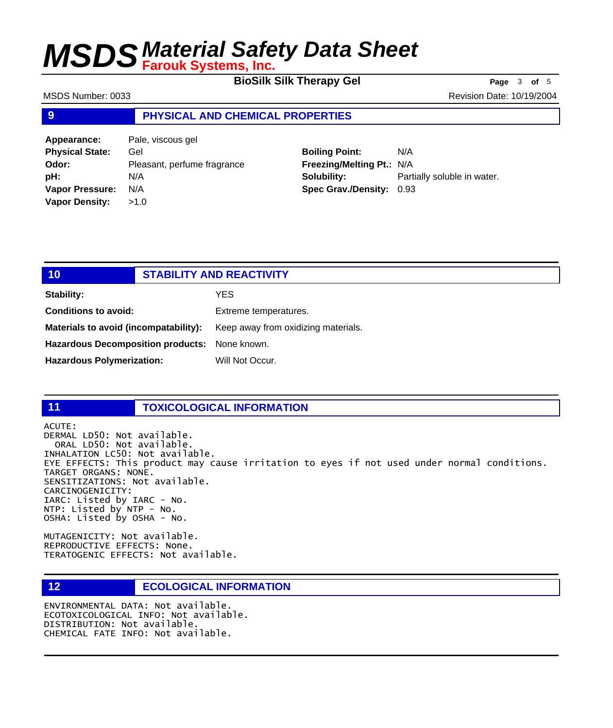## 9 PHYSICAL AND CHEMICAL PROPERTIES

| | | | |
|---|---|---|---|
| **Appearance:** | Pale, viscous gel | | |
| **Physical State:** | Gel | **Boiling Point:** | N/A |
| **Odor:** | Pleasant, perfume fragrance | **Freezing/Melting Pt.:** | N/A |
| **pH:** | N/A | **Solubility:** | Partially soluble in water. |
| **Vapor Pressure:** | N/A | **Spec Grav./Density:** | 0.93 |
| **Vapor Density:** | >1.0 | | |

## 10 STABILITY AND REACTIVITY

| | |
|---|---|
| **Stability:** | YES |
| **Conditions to avoid:** | Extreme temperatures. |
| **Materials to avoid (incompatability):** | Keep away from oxidizing materials. |
| **Hazardous Decomposition products:** | None known. |
| **Hazardous Polymerization:** | Will Not Occur. |

## 11 TOXICOLOGICAL INFORMATION

```
ACUTE:
DERMAL LD50: Not available.
  ORAL LD50: Not available.
INHALATION LC50: Not available.
EYE EFFECTS: This product may cause irritation to eyes if not used under normal conditions.
TARGET ORGANS: NONE.
SENSITIZATIONS: Not available.
CARCINOGENICITY:
IARC: Listed by IARC - No.
NTP: Listed by NTP - No.
OSHA: Listed by OSHA - No.

MUTAGENICITY: Not available.
REPRODUCTIVE EFFECTS: None.
TERATOGENIC EFFECTS: Not available.
```

## 12 ECOLOGICAL INFORMATION

```
ENVIRONMENTAL DATA: Not available.
ECOTOXICOLOGICAL INFO: Not available.
DISTRIBUTION: Not available.
CHEMICAL FATE INFO: Not available.
```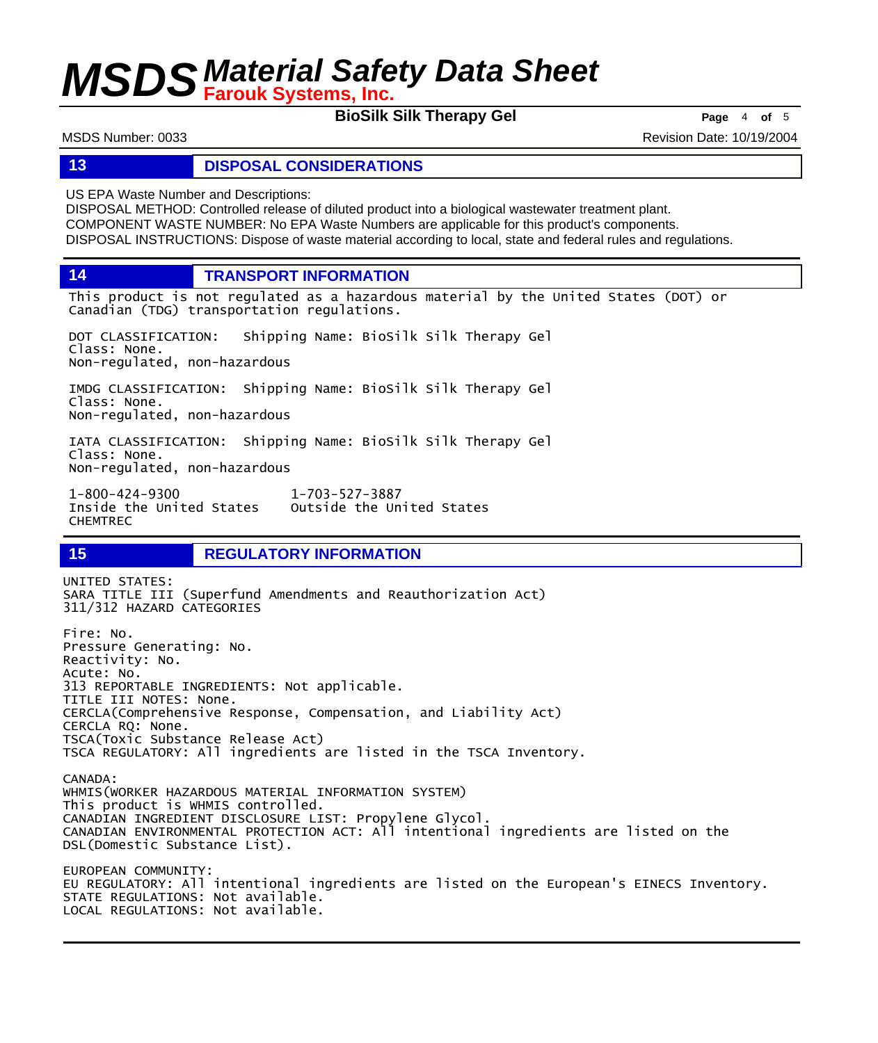## 13 DISPOSAL CONSIDERATIONS

US EPA Waste Number and Descriptions:
DISPOSAL METHOD: Controlled release of diluted product into a biological wastewater treatment plant.
COMPONENT WASTE NUMBER: No EPA Waste Numbers are applicable for this product's components.
DISPOSAL INSTRUCTIONS: Dispose of waste material according to local, state and federal rules and regulations.

## 14 TRANSPORT INFORMATION

This product is not regulated as a hazardous material by the United States (DOT) or Canadian (TDG) transportation regulations.

DOT CLASSIFICATION: Shipping Name: BioSilk Silk Therapy Gel
Class: None.
Non-regulated, non-hazardous

IMDG CLASSIFICATION: Shipping Name: BioSilk Silk Therapy Gel
Class: None.
Non-regulated, non-hazardous

IATA CLASSIFICATION: Shipping Name: BioSilk Silk Therapy Gel
Class: None.
Non-regulated, non-hazardous

1-800-424-9300 Inside the United States
1-703-527-3887 Outside the United States
CHEMTREC

## 15 REGULATORY INFORMATION

UNITED STATES:
SARA TITLE III (Superfund Amendments and Reauthorization Act)
311/312 HAZARD CATEGORIES

Fire: No.
Pressure Generating: No.
Reactivity: No.
Acute: No.
313 REPORTABLE INGREDIENTS: Not applicable.
TITLE III NOTES: None.
CERCLA(Comprehensive Response, Compensation, and Liability Act)
CERCLA RQ: None.
TSCA(Toxic Substance Release Act)
TSCA REGULATORY: All ingredients are listed in the TSCA Inventory.

CANADA:
WHMIS(WORKER HAZARDOUS MATERIAL INFORMATION SYSTEM)
This product is WHMIS controlled.
CANADIAN INGREDIENT DISCLOSURE LIST: Propylene Glycol.
CANADIAN ENVIRONMENTAL PROTECTION ACT: All intentional ingredients are listed on the DSL(Domestic Substance List).

EUROPEAN COMMUNITY:
EU REGULATORY: All intentional ingredients are listed on the European's EINECS Inventory.
STATE REGULATIONS: Not available.
LOCAL REGULATIONS: Not available.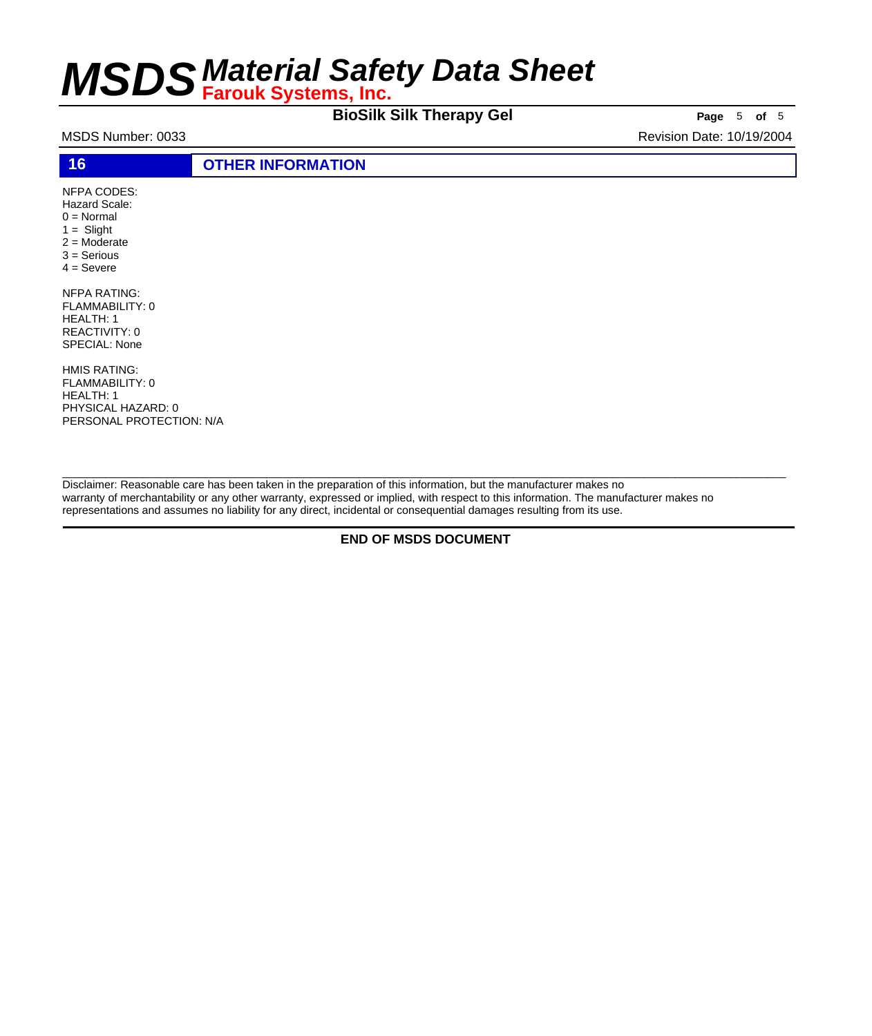## 16 OTHER INFORMATION

NFPA CODES:
Hazard Scale:
0 = Normal
1 = Slight
2 = Moderate
3 = Serious
4 = Severe

NFPA RATING:
FLAMMABILITY: 0
HEALTH: 1
REACTIVITY: 0
SPECIAL: None

HMIS RATING:
FLAMMABILITY: 0
HEALTH: 1
PHYSICAL HAZARD: 0
PERSONAL PROTECTION: N/A

---

Disclaimer: Reasonable care has been taken in the preparation of this information, but the manufacturer makes no warranty of merchantability or any other warranty, expressed or implied, with respect to this information. The manufacturer makes no representations and assumes no liability for any direct, incidental or consequential damages resulting from its use.

---

**END OF MSDS DOCUMENT**